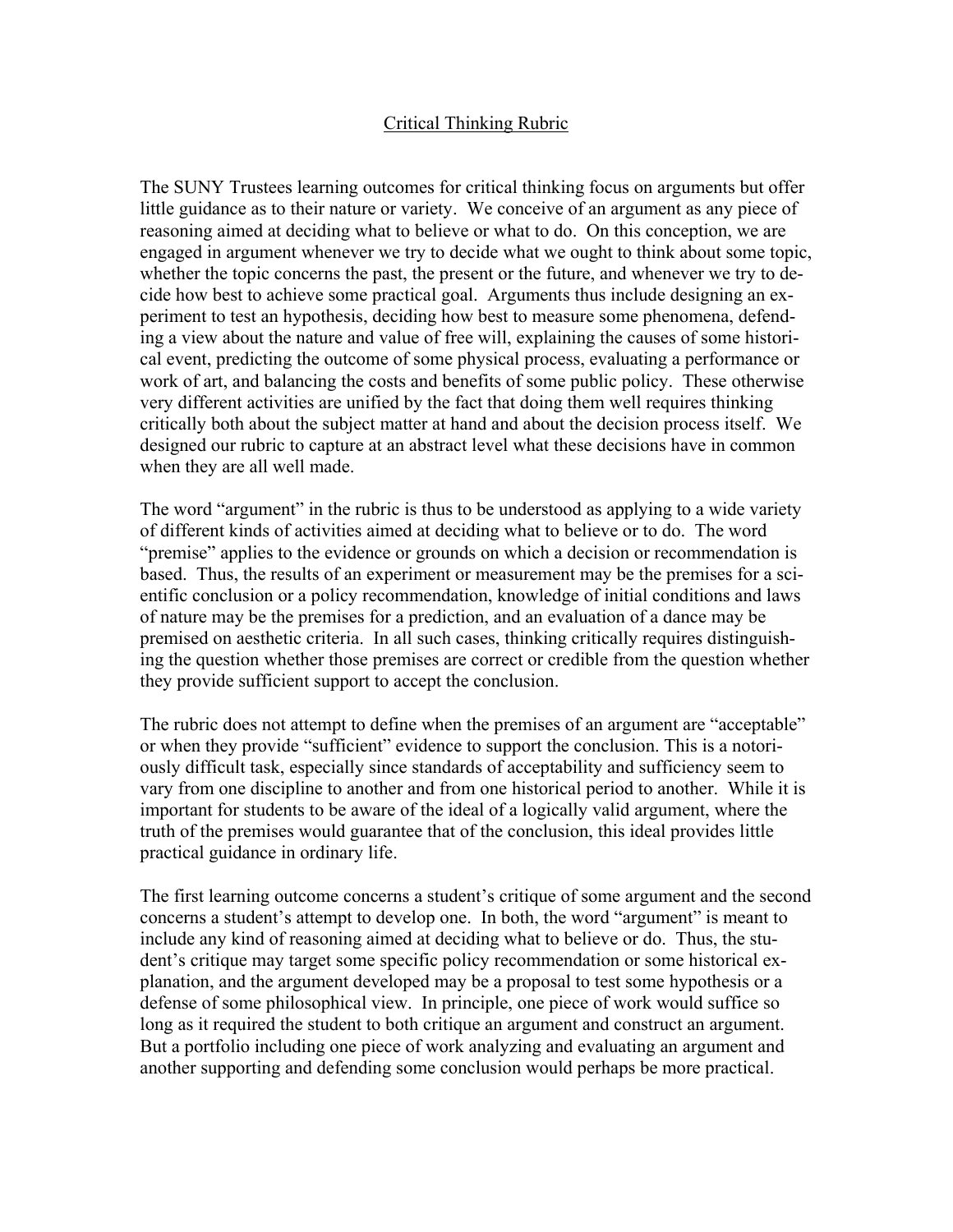# Critical Thinking Rubric

The SUNY Trustees learning outcomes for critical thinking focus on arguments but offer little guidance as to their nature or variety. We conceive of an argument as any piece of reasoning aimed at deciding what to believe or what to do. On this conception, we are engaged in argument whenever we try to decide what we ought to think about some topic, whether the topic concerns the past, the present or the future, and whenever we try to decide how best to achieve some practical goal. Arguments thus include designing an experiment to test an hypothesis, deciding how best to measure some phenomena, defending a view about the nature and value of free will, explaining the causes of some historical event, predicting the outcome of some physical process, evaluating a performance or work of art, and balancing the costs and benefits of some public policy. These otherwise very different activities are unified by the fact that doing them well requires thinking critically both about the subject matter at hand and about the decision process itself. We designed our rubric to capture at an abstract level what these decisions have in common when they are all well made.

The word "argument" in the rubric is thus to be understood as applying to a wide variety of different kinds of activities aimed at deciding what to believe or to do. The word "premise" applies to the evidence or grounds on which a decision or recommendation is based. Thus, the results of an experiment or measurement may be the premises for a scientific conclusion or a policy recommendation, knowledge of initial conditions and laws of nature may be the premises for a prediction, and an evaluation of a dance may be premised on aesthetic criteria. In all such cases, thinking critically requires distinguishing the question whether those premises are correct or credible from the question whether they provide sufficient support to accept the conclusion.

The rubric does not attempt to define when the premises of an argument are "acceptable" or when they provide "sufficient" evidence to support the conclusion. This is a notoriously difficult task, especially since standards of acceptability and sufficiency seem to vary from one discipline to another and from one historical period to another. While it is important for students to be aware of the ideal of a logically valid argument, where the truth of the premises would guarantee that of the conclusion, this ideal provides little practical guidance in ordinary life.

The first learning outcome concerns a student's critique of some argument and the second concerns a student's attempt to develop one. In both, the word "argument" is meant to include any kind of reasoning aimed at deciding what to believe or do. Thus, the student's critique may target some specific policy recommendation or some historical explanation, and the argument developed may be a proposal to test some hypothesis or a defense of some philosophical view. In principle, one piece of work would suffice so long as it required the student to both critique an argument and construct an argument. But a portfolio including one piece of work analyzing and evaluating an argument and another supporting and defending some conclusion would perhaps be more practical.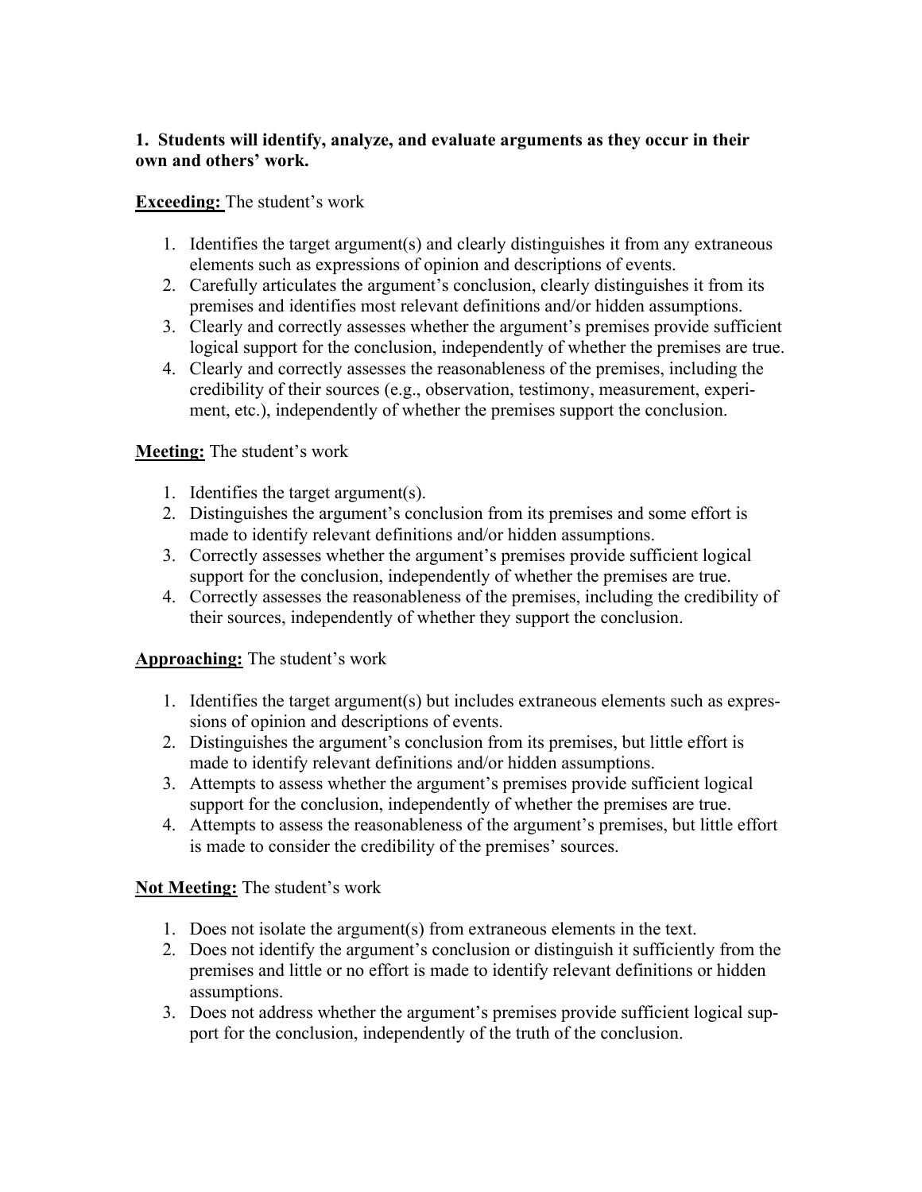**1. Students will identify, analyze, and evaluate arguments as they occur in their own and others' work.**

**Exceeding:** The student's work

1. Identifies the target argument(s) and clearly distinguishes it from any extraneous elements such as expressions of opinion and descriptions of events.
2. Carefully articulates the argument's conclusion, clearly distinguishes it from its premises and identifies most relevant definitions and/or hidden assumptions.
3. Clearly and correctly assesses whether the argument's premises provide sufficient logical support for the conclusion, independently of whether the premises are true.
4. Clearly and correctly assesses the reasonableness of the premises, including the credibility of their sources (e.g., observation, testimony, measurement, experiment, etc.), independently of whether the premises support the conclusion.

**Meeting:** The student's work

1. Identifies the target argument(s).
2. Distinguishes the argument's conclusion from its premises and some effort is made to identify relevant definitions and/or hidden assumptions.
3. Correctly assesses whether the argument's premises provide sufficient logical support for the conclusion, independently of whether the premises are true.
4. Correctly assesses the reasonableness of the premises, including the credibility of their sources, independently of whether they support the conclusion.

**Approaching:** The student's work

1. Identifies the target argument(s) but includes extraneous elements such as expressions of opinion and descriptions of events.
2. Distinguishes the argument's conclusion from its premises, but little effort is made to identify relevant definitions and/or hidden assumptions.
3. Attempts to assess whether the argument's premises provide sufficient logical support for the conclusion, independently of whether the premises are true.
4. Attempts to assess the reasonableness of the argument's premises, but little effort is made to consider the credibility of the premises' sources.

**Not Meeting:** The student's work

1. Does not isolate the argument(s) from extraneous elements in the text.
2. Does not identify the argument's conclusion or distinguish it sufficiently from the premises and little or no effort is made to identify relevant definitions or hidden assumptions.
3. Does not address whether the argument's premises provide sufficient logical support for the conclusion, independently of the truth of the conclusion.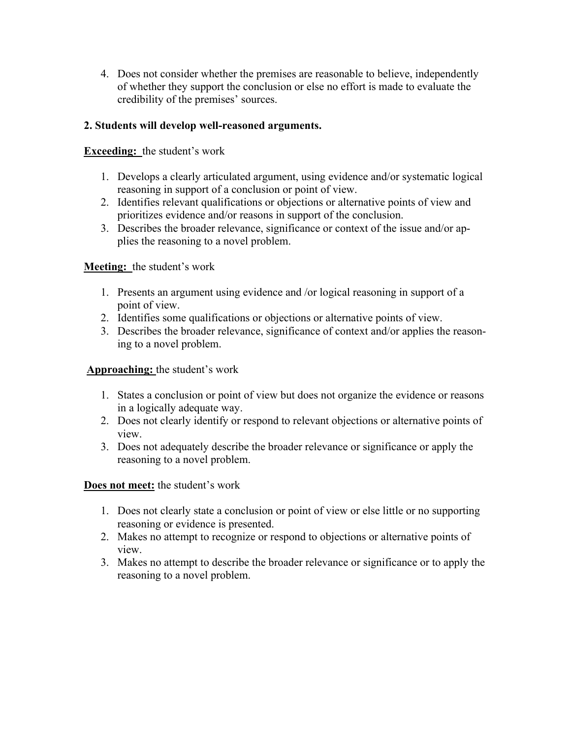4. Does not consider whether the premises are reasonable to believe, independently of whether they support the conclusion or else no effort is made to evaluate the credibility of the premises' sources.

**2. Students will develop well-reasoned arguments.**

**Exceeding:** the student's work

1. Develops a clearly articulated argument, using evidence and/or systematic logical reasoning in support of a conclusion or point of view.
2. Identifies relevant qualifications or objections or alternative points of view and prioritizes evidence and/or reasons in support of the conclusion.
3. Describes the broader relevance, significance or context of the issue and/or applies the reasoning to a novel problem.

**Meeting:** the student's work

1. Presents an argument using evidence and /or logical reasoning in support of a point of view.
2. Identifies some qualifications or objections or alternative points of view.
3. Describes the broader relevance, significance of context and/or applies the reasoning to a novel problem.

**Approaching:** the student's work

1. States a conclusion or point of view but does not organize the evidence or reasons in a logically adequate way.
2. Does not clearly identify or respond to relevant objections or alternative points of view.
3. Does not adequately describe the broader relevance or significance or apply the reasoning to a novel problem.

**Does not meet:** the student's work

1. Does not clearly state a conclusion or point of view or else little or no supporting reasoning or evidence is presented.
2. Makes no attempt to recognize or respond to objections or alternative points of view.
3. Makes no attempt to describe the broader relevance or significance or to apply the reasoning to a novel problem.